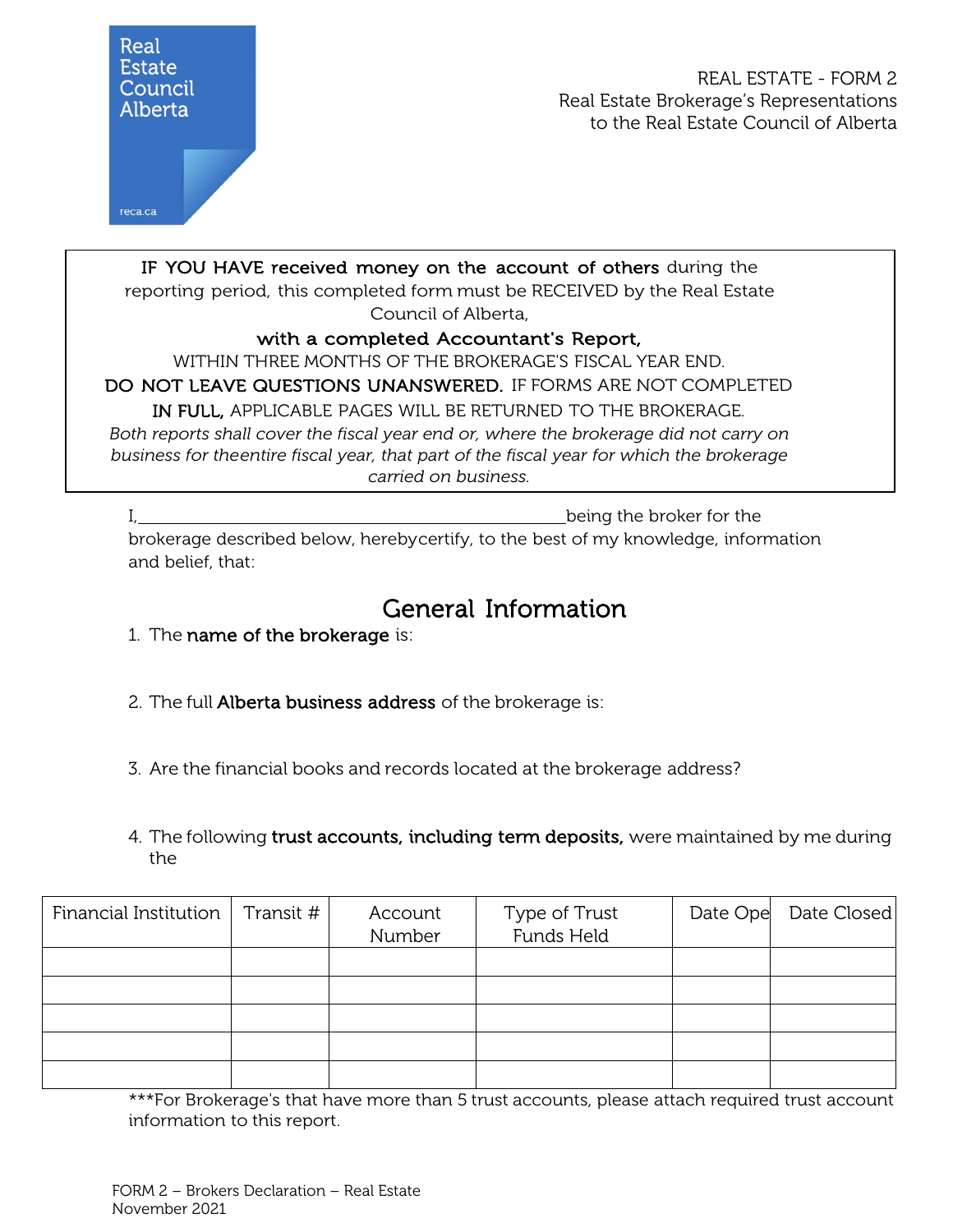Real Estate Council Alberta

reca.ca

REAL ESTATE - FORM 2
Real Estate Brokerage's Representations to the Real Estate Council of Alberta

**IF YOU HAVE received money on the account of others** during the reporting period, this completed form must be RECEIVED by the Real Estate Council of Alberta,

**with a completed Accountant's Report,**

WITHIN THREE MONTHS OF THE BROKERAGE'S FISCAL YEAR END.

**DO NOT LEAVE QUESTIONS UNANSWERED.** IF FORMS ARE NOT COMPLETED **IN FULL,** APPLICABLE PAGES WILL BE RETURNED TO THE BROKERAGE.

*Both reports shall cover the fiscal year end or, where the brokerage did not carry on business for theentire fiscal year, that part of the fiscal year for which the brokerage carried on business.*

I,\_\_\_\_\_\_\_\_\_\_\_\_\_\_\_\_\_\_\_\_\_\_\_\_\_\_\_\_\_\_\_\_\_\_\_\_\_\_\_\_\_\_being the broker for the brokerage described below, herebycertify, to the best of my knowledge, information and belief, that:

## General Information

1. The **name of the brokerage** is:

2. The full **Alberta business address** of the brokerage is:

3. Are the financial books and records located at the brokerage address?

4. The following **trust accounts, including term deposits,** were maintained by me during the

| Financial Institution | Transit # | Account Number | Type of Trust Funds Held | Date Ope | Date Closed |
|---|---|---|---|---|---|
| | | | | | |
| | | | | | |
| | | | | | |
| | | | | | |
| | | | | | |

***For Brokerage's that have more than 5 trust accounts, please attach required trust account information to this report.

FORM 2 – Brokers Declaration – Real Estate
November 2021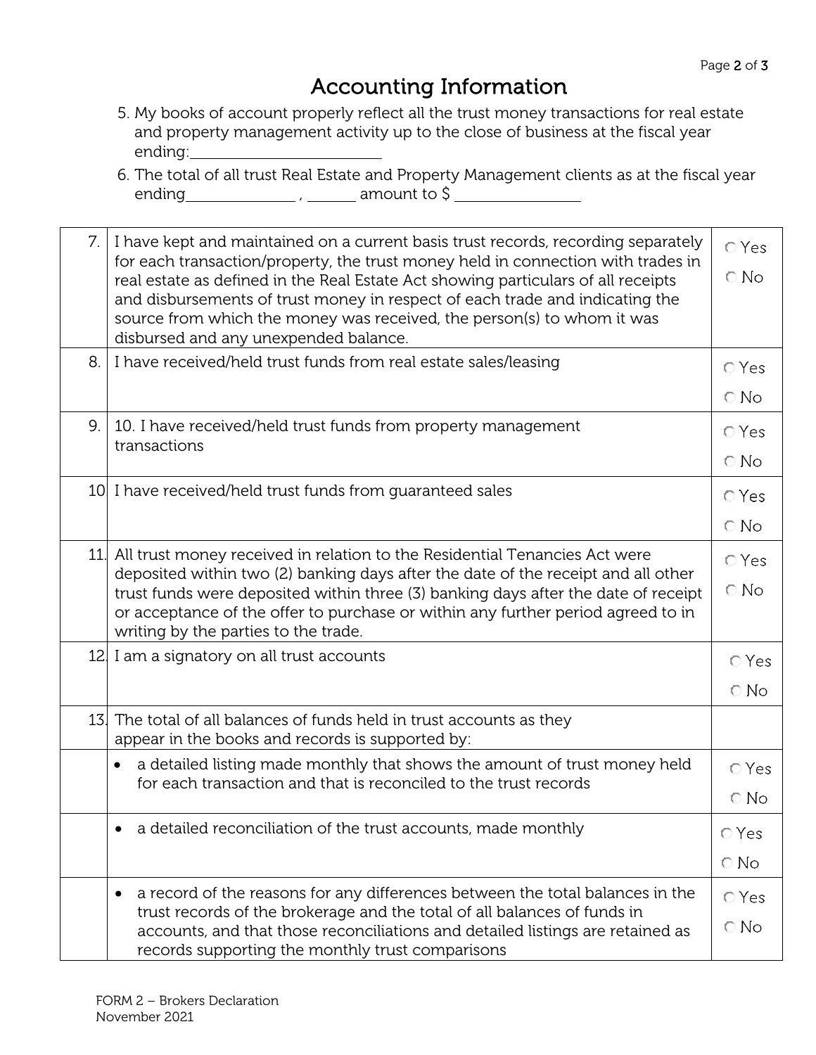# Accounting Information

5. My books of account properly reflect all the trust money transactions for real estate and property management activity up to the close of business at the fiscal year ending:\_\_\_\_\_\_\_\_\_\_\_\_\_\_\_\_\_\_\_\_\_\_\_\_

6. The total of all trust Real Estate and Property Management clients as at the fiscal year ending\_\_\_\_\_\_\_\_\_\_\_\_\_\_ , \_\_\_\_\_\_ amount to $ \_\_\_\_\_\_\_\_\_\_\_\_\_\_\_\_

| | | |
|---|---|---|
| 7. | I have kept and maintained on a current basis trust records, recording separately for each transaction/property, the trust money held in connection with trades in real estate as defined in the Real Estate Act showing particulars of all receipts and disbursements of trust money in respect of each trade and indicating the source from which the money was received, the person(s) to whom it was disbursed and any unexpended balance. | ○ Yes ○ No |
| 8. | I have received/held trust funds from real estate sales/leasing | ○ Yes ○ No |
| 9. | 10. I have received/held trust funds from property management transactions | ○ Yes ○ No |
| 10 | I have received/held trust funds from guaranteed sales | ○ Yes ○ No |
| 11. | All trust money received in relation to the Residential Tenancies Act were deposited within two (2) banking days after the date of the receipt and all other trust funds were deposited within three (3) banking days after the date of receipt or acceptance of the offer to purchase or within any further period agreed to in writing by the parties to the trade. | ○ Yes ○ No |
| 12. | I am a signatory on all trust accounts | ○ Yes ○ No |
| 13. | The total of all balances of funds held in trust accounts as they appear in the books and records is supported by: | |
| | • a detailed listing made monthly that shows the amount of trust money held for each transaction and that is reconciled to the trust records | ○ Yes ○ No |
| | • a detailed reconciliation of the trust accounts, made monthly | ○ Yes ○ No |
| | • a record of the reasons for any differences between the total balances in the trust records of the brokerage and the total of all balances of funds in accounts, and that those reconciliations and detailed listings are retained as records supporting the monthly trust comparisons | ○ Yes ○ No |

FORM 2 – Brokers Declaration
November 2021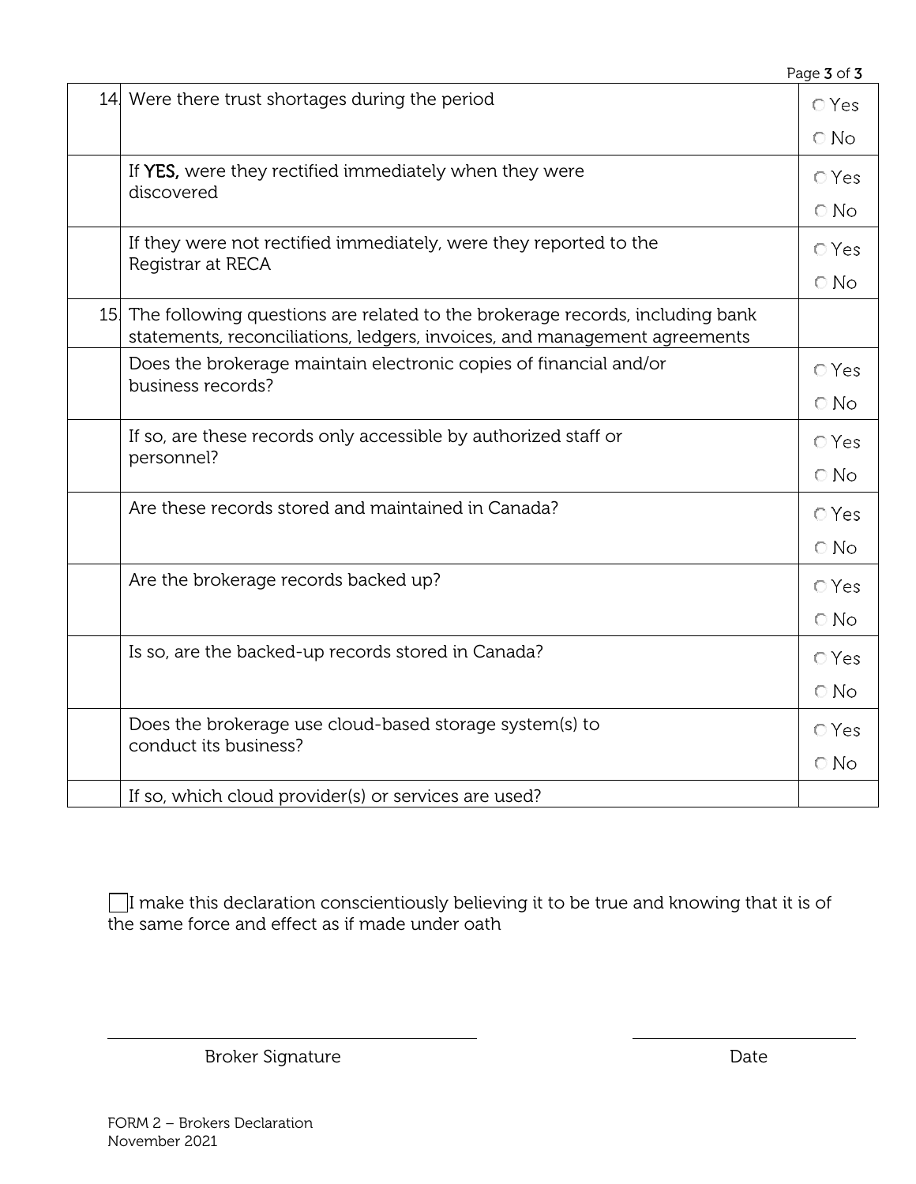| | | |
|---|---|---|
| 14. | Were there trust shortages during the period | ○ Yes<br>○ No |
| | If **YES,** were they rectified immediately when they were discovered | ○ Yes<br>○ No |
| | If they were not rectified immediately, were they reported to the Registrar at RECA | ○ Yes<br>○ No |
| 15. | The following questions are related to the brokerage records, including bank statements, reconciliations, ledgers, invoices, and management agreements | |
| | Does the brokerage maintain electronic copies of financial and/or business records? | ○ Yes<br>○ No |
| | If so, are these records only accessible by authorized staff or personnel? | ○ Yes<br>○ No |
| | Are these records stored and maintained in Canada? | ○ Yes<br>○ No |
| | Are the brokerage records backed up? | ○ Yes<br>○ No |
| | Is so, are the backed-up records stored in Canada? | ○ Yes<br>○ No |
| | Does the brokerage use cloud-based storage system(s) to conduct its business? | ○ Yes<br>○ No |
| | If so, which cloud provider(s) or services are used? | |

☐ I make this declaration conscientiously believing it to be true and knowing that it is of the same force and effect as if made under oath

_________________________ _________________________

Broker Signature Date

FORM 2 – Brokers Declaration
November 2021